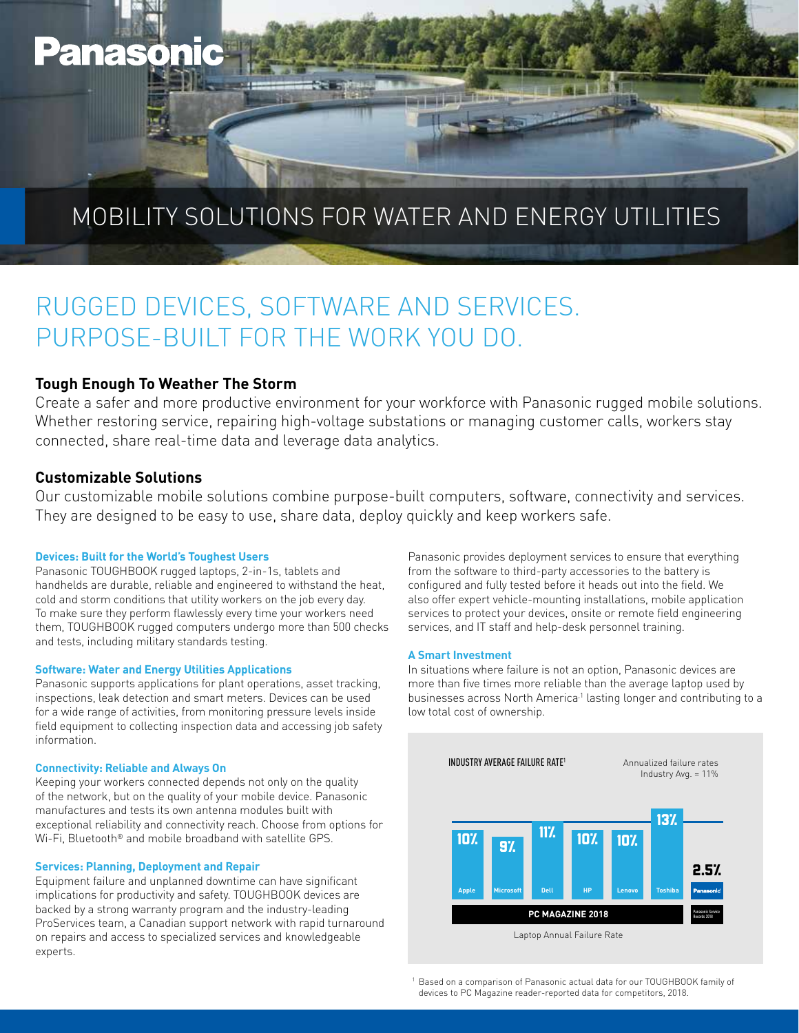Panasonic

# MOBILITY SOLUTIONS FOR WATER AND ENERGY UTILITIES

## RUGGED DEVICES, SOFTWARE AND SERVICES. PURPOSE-BUILT FOR THE WORK YOU DO.

### Tough Enough To Weather The Storm

Create a safer and more productive environment for your workforce with Panasonic rugged mobile solutions. Whether restoring service, repairing high-voltage substations or managing customer calls, workers stay connected, share real-time data and leverage data analytics.

### Customizable Solutions

Our customizable mobile solutions combine purpose-built computers, software, connectivity and services. They are designed to be easy to use, share data, deploy quickly and keep workers safe.

**Devices: Built for the World's Toughest Users**

Panasonic TOUGHBOOK rugged laptops, 2-in-1s, tablets and handhelds are durable, reliable and engineered to withstand the heat, cold and storm conditions that utility workers on the job every day. To make sure they perform flawlessly every time your workers need them, TOUGHBOOK rugged computers undergo more than 500 checks and tests, including military standards testing.

**Software: Water and Energy Utilities Applications**

Panasonic supports applications for plant operations, asset tracking, inspections, leak detection and smart meters. Devices can be used for a wide range of activities, from monitoring pressure levels inside field equipment to collecting inspection data and accessing job safety information.

**Connectivity: Reliable and Always On**

Keeping your workers connected depends not only on the quality of the network, but on the quality of your mobile device. Panasonic manufactures and tests its own antenna modules built with exceptional reliability and connectivity reach. Choose from options for Wi-Fi, Bluetooth® and mobile broadband with satellite GPS.

**Services: Planning, Deployment and Repair**

Equipment failure and unplanned downtime can have significant implications for productivity and safety. TOUGHBOOK devices are backed by a strong warranty program and the industry-leading ProServices team, a Canadian support network with rapid turnaround on repairs and access to specialized services and knowledgeable experts.

Panasonic provides deployment services to ensure that everything from the software to third-party accessories to the battery is configured and fully tested before it heads out into the field. We also offer expert vehicle-mounting installations, mobile application services to protect your devices, onsite or remote field engineering services, and IT staff and help-desk personnel training.

**A Smart Investment**

In situations where failure is not an option, Panasonic devices are more than five times more reliable than the average laptop used by businesses across North America[1] lasting longer and contributing to a low total cost of ownership.

INDUSTRY AVERAGE FAILURE RATE[1]

Annualized failure rates
Industry Avg. = 11%

| Apple | Microsoft | Dell | HP | Lenovo | Toshiba | Panasonic |
|---|---|---|---|---|---|---|
| 10% | 9% | 11% | 10% | 10% | 13% | 2.5% |

PC MAGAZINE 2018 | Panasonic Service Records 2018

Laptop Annual Failure Rate

[1] Based on a comparison of Panasonic actual data for our TOUGHBOOK family of devices to PC Magazine reader-reported data for competitors, 2018.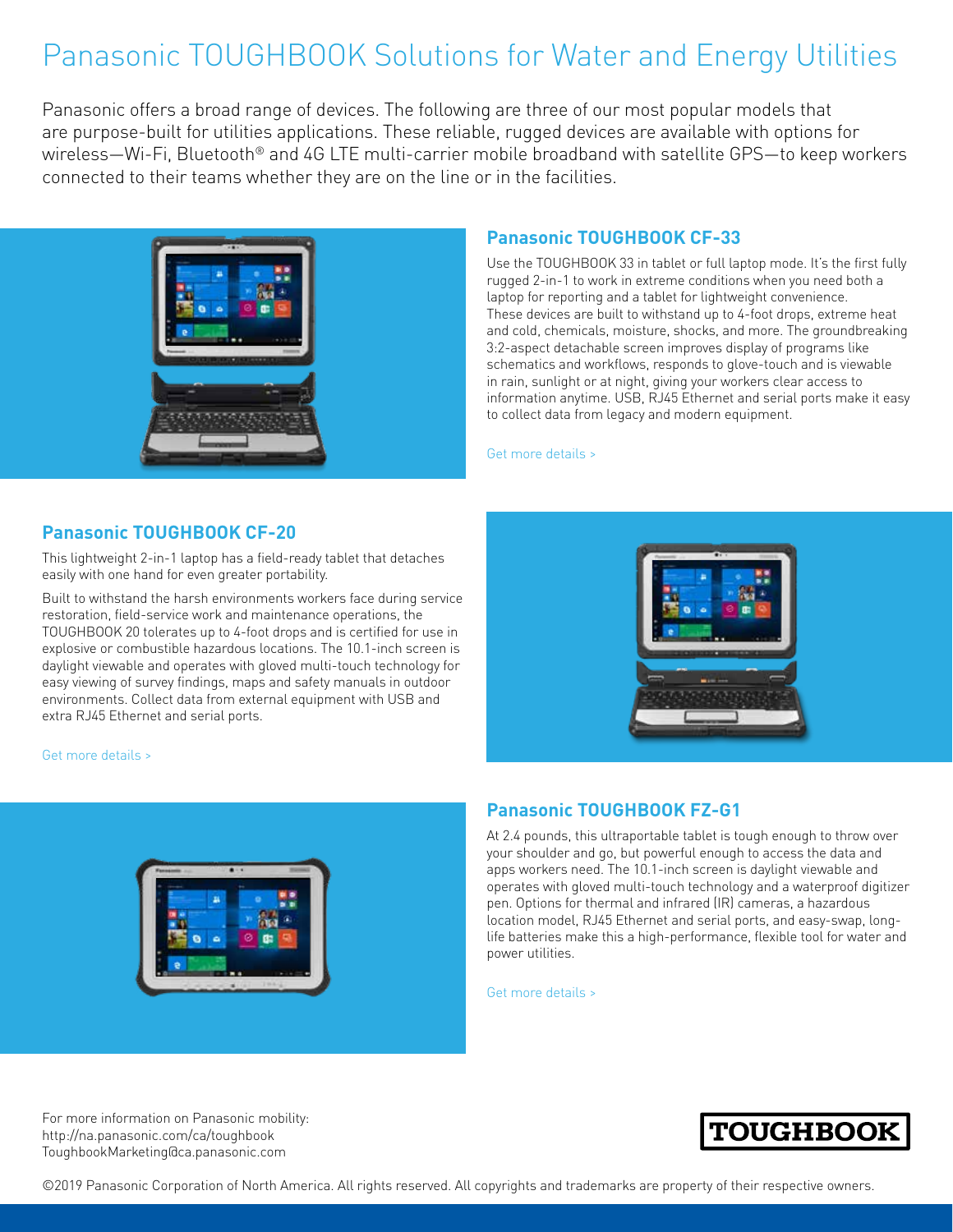# Panasonic TOUGHBOOK Solutions for Water and Energy Utilities

Panasonic offers a broad range of devices. The following are three of our most popular models that are purpose-built for utilities applications. These reliable, rugged devices are available with options for wireless—Wi-Fi, Bluetooth® and 4G LTE multi-carrier mobile broadband with satellite GPS—to keep workers connected to their teams whether they are on the line or in the facilities.

## Panasonic TOUGHBOOK CF-33

Use the TOUGHBOOK 33 in tablet or full laptop mode. It's the first fully rugged 2-in-1 to work in extreme conditions when you need both a laptop for reporting and a tablet for lightweight convenience. These devices are built to withstand up to 4-foot drops, extreme heat and cold, chemicals, moisture, shocks, and more. The groundbreaking 3:2-aspect detachable screen improves display of programs like schematics and workflows, responds to glove-touch and is viewable in rain, sunlight or at night, giving your workers clear access to information anytime. USB, RJ45 Ethernet and serial ports make it easy to collect data from legacy and modern equipment.

Get more details >

## Panasonic TOUGHBOOK CF-20

This lightweight 2-in-1 laptop has a field-ready tablet that detaches easily with one hand for even greater portability.

Built to withstand the harsh environments workers face during service restoration, field-service work and maintenance operations, the TOUGHBOOK 20 tolerates up to 4-foot drops and is certified for use in explosive or combustible hazardous locations. The 10.1-inch screen is daylight viewable and operates with gloved multi-touch technology for easy viewing of survey findings, maps and safety manuals in outdoor environments. Collect data from external equipment with USB and extra RJ45 Ethernet and serial ports.

Get more details >

## Panasonic TOUGHBOOK FZ-G1

At 2.4 pounds, this ultraportable tablet is tough enough to throw over your shoulder and go, but powerful enough to access the data and apps workers need. The 10.1-inch screen is daylight viewable and operates with gloved multi-touch technology and a waterproof digitizer pen. Options for thermal and infrared (IR) cameras, a hazardous location model, RJ45 Ethernet and serial ports, and easy-swap, long-life batteries make this a high-performance, flexible tool for water and power utilities.

Get more details >

For more information on Panasonic mobility:
http://na.panasonic.com/ca/toughbook
ToughbookMarketing@ca.panasonic.com

TOUGHBOOK

©2019 Panasonic Corporation of North America. All rights reserved. All copyrights and trademarks are property of their respective owners.